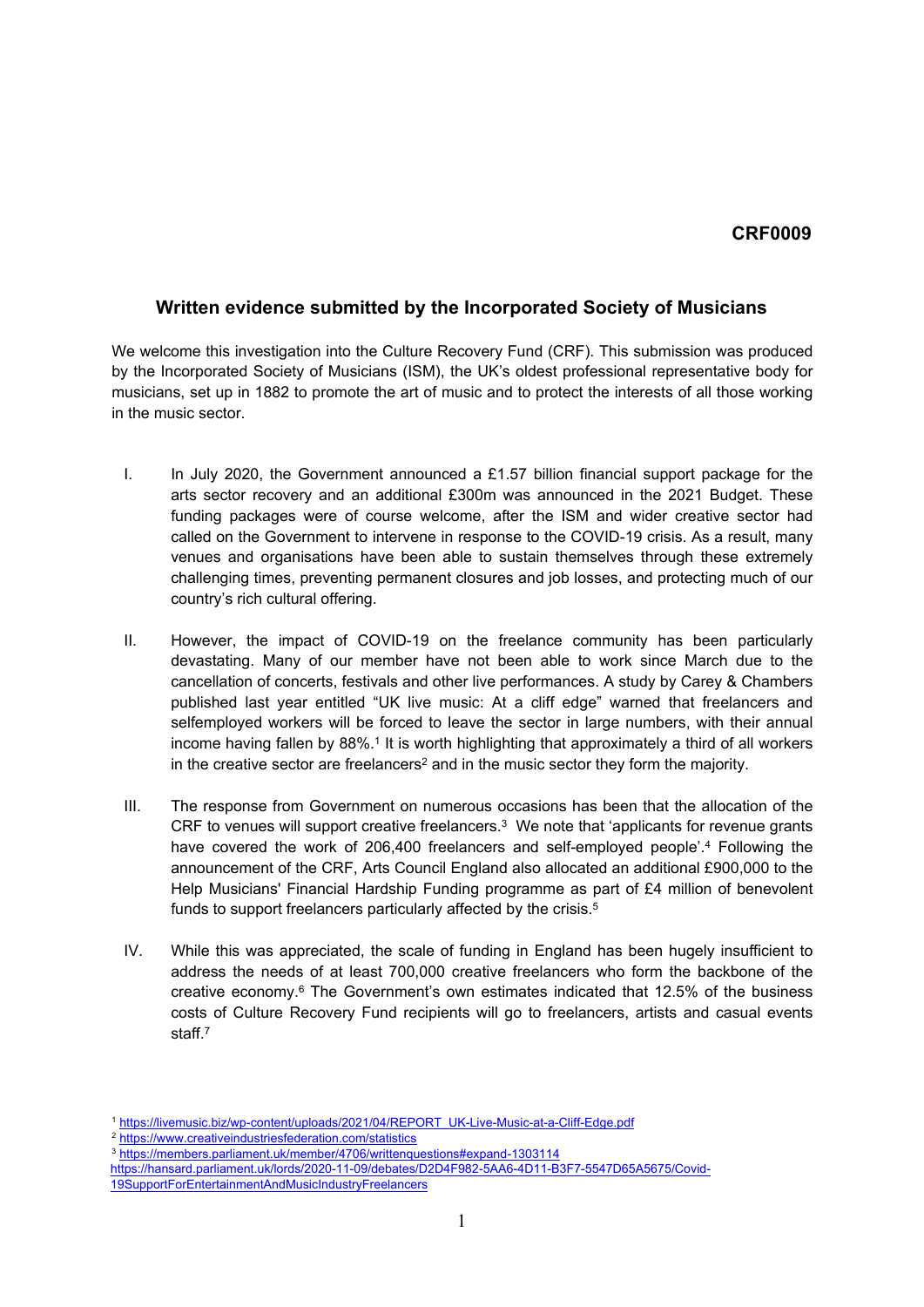**CRF0009**

## Written evidence submitted by the Incorporated Society of Musicians

We welcome this investigation into the Culture Recovery Fund (CRF). This submission was produced by the Incorporated Society of Musicians (ISM), the UK's oldest professional representative body for musicians, set up in 1882 to promote the art of music and to protect the interests of all those working in the music sector.

I. In July 2020, the Government announced a £1.57 billion financial support package for the arts sector recovery and an additional £300m was announced in the 2021 Budget. These funding packages were of course welcome, after the ISM and wider creative sector had called on the Government to intervene in response to the COVID-19 crisis. As a result, many venues and organisations have been able to sustain themselves through these extremely challenging times, preventing permanent closures and job losses, and protecting much of our country's rich cultural offering.

II. However, the impact of COVID-19 on the freelance community has been particularly devastating. Many of our member have not been able to work since March due to the cancellation of concerts, festivals and other live performances. A study by Carey & Chambers published last year entitled "UK live music: At a cliff edge" warned that freelancers and selfemployed workers will be forced to leave the sector in large numbers, with their annual income having fallen by 88%.[1] It is worth highlighting that approximately a third of all workers in the creative sector are freelancers[2] and in the music sector they form the majority.

III. The response from Government on numerous occasions has been that the allocation of the CRF to venues will support creative freelancers.[3] We note that 'applicants for revenue grants have covered the work of 206,400 freelancers and self-employed people'.[4] Following the announcement of the CRF, Arts Council England also allocated an additional £900,000 to the Help Musicians' Financial Hardship Funding programme as part of £4 million of benevolent funds to support freelancers particularly affected by the crisis.[5]

IV. While this was appreciated, the scale of funding in England has been hugely insufficient to address the needs of at least 700,000 creative freelancers who form the backbone of the creative economy.[6] The Government's own estimates indicated that 12.5% of the business costs of Culture Recovery Fund recipients will go to freelancers, artists and casual events staff.[7]

[1] https://livemusic.biz/wp-content/uploads/2021/04/REPORT_UK-Live-Music-at-a-Cliff-Edge.pdf

[2] https://www.creativeindustriesfederation.com/statistics

[3] https://members.parliament.uk/member/4706/writtenquestions#expand-1303114
https://hansard.parliament.uk/lords/2020-11-09/debates/D2D4F982-5AA6-4D11-B3F7-5547D65A5675/Covid-19SupportForEntertainmentAndMusicIndustryFreelancers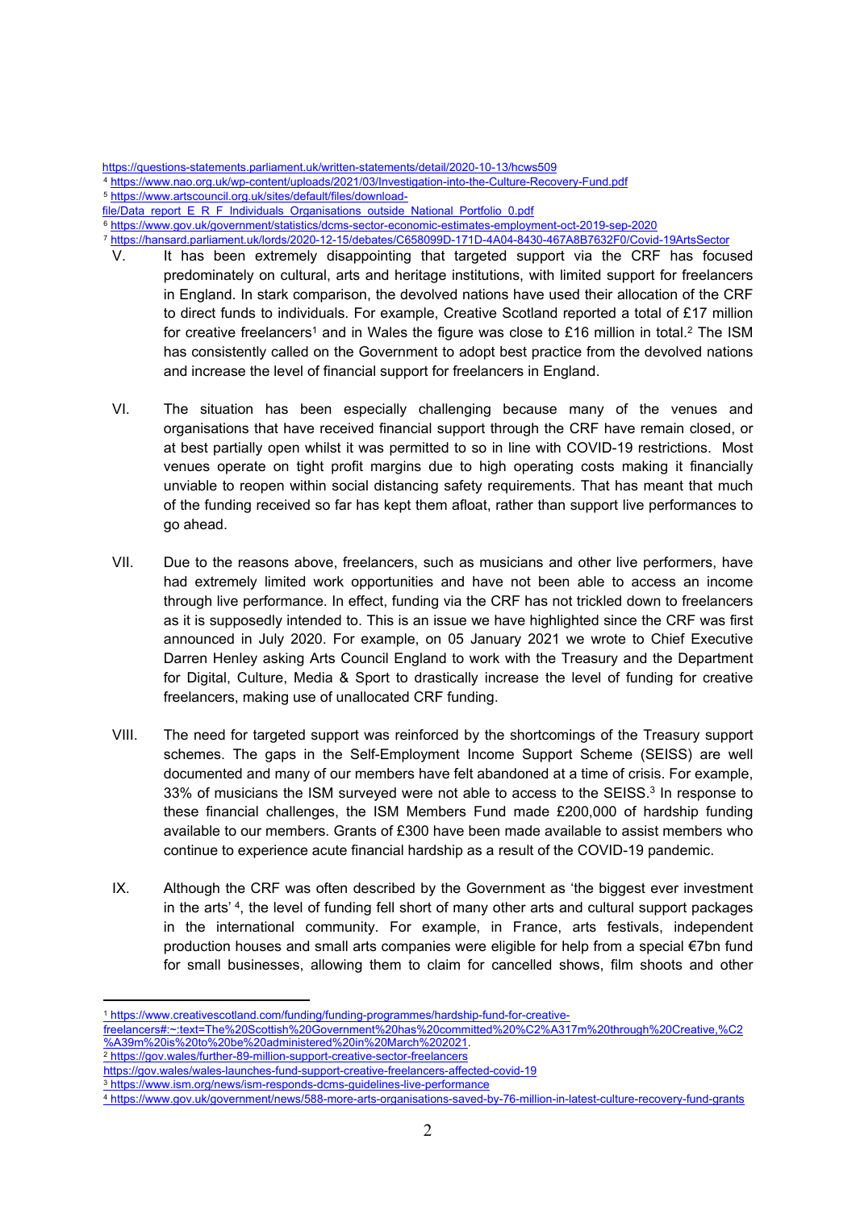https://questions-statements.parliament.uk/written-statements/detail/2020-10-13/hcws509

[4] https://www.nao.org.uk/wp-content/uploads/2021/03/Investigation-into-the-Culture-Recovery-Fund.pdf

[5] https://www.artscouncil.org.uk/sites/default/files/download-file/Data_report_E_R_F_Individuals_Organisations_outside_National_Portfolio_0.pdf

[6] https://www.gov.uk/government/statistics/dcms-sector-economic-estimates-employment-oct-2019-sep-2020

[7] https://hansard.parliament.uk/lords/2020-12-15/debates/C658099D-171D-4A04-8430-467A8B7632F0/Covid-19ArtsSector

V. It has been extremely disappointing that targeted support via the CRF has focused predominately on cultural, arts and heritage institutions, with limited support for freelancers in England. In stark comparison, the devolved nations have used their allocation of the CRF to direct funds to individuals. For example, Creative Scotland reported a total of £17 million for creative freelancers[1] and in Wales the figure was close to £16 million in total.[2] The ISM has consistently called on the Government to adopt best practice from the devolved nations and increase the level of financial support for freelancers in England.

VI. The situation has been especially challenging because many of the venues and organisations that have received financial support through the CRF have remain closed, or at best partially open whilst it was permitted to so in line with COVID-19 restrictions. Most venues operate on tight profit margins due to high operating costs making it financially unviable to reopen within social distancing safety requirements. That has meant that much of the funding received so far has kept them afloat, rather than support live performances to go ahead.

VII. Due to the reasons above, freelancers, such as musicians and other live performers, have had extremely limited work opportunities and have not been able to access an income through live performance. In effect, funding via the CRF has not trickled down to freelancers as it is supposedly intended to. This is an issue we have highlighted since the CRF was first announced in July 2020. For example, on 05 January 2021 we wrote to Chief Executive Darren Henley asking Arts Council England to work with the Treasury and the Department for Digital, Culture, Media & Sport to drastically increase the level of funding for creative freelancers, making use of unallocated CRF funding.

VIII. The need for targeted support was reinforced by the shortcomings of the Treasury support schemes. The gaps in the Self-Employment Income Support Scheme (SEISS) are well documented and many of our members have felt abandoned at a time of crisis. For example, 33% of musicians the ISM surveyed were not able to access to the SEISS.[3] In response to these financial challenges, the ISM Members Fund made £200,000 of hardship funding available to our members. Grants of £300 have been made available to assist members who continue to experience acute financial hardship as a result of the COVID-19 pandemic.

IX. Although the CRF was often described by the Government as 'the biggest ever investment in the arts' [4], the level of funding fell short of many other arts and cultural support packages in the international community. For example, in France, arts festivals, independent production houses and small arts companies were eligible for help from a special €7bn fund for small businesses, allowing them to claim for cancelled shows, film shoots and other

---

[1] https://www.creativescotland.com/funding/funding-programmes/hardship-fund-for-creative-freelancers#:~:text=The%20Scottish%20Government%20has%20committed%20%C2%A317m%20through%20Creative,%C2%A39m%20is%20to%20be%20administered%20in%20March%202021.

[2] https://gov.wales/further-89-million-support-creative-sector-freelancers
https://gov.wales/wales-launches-fund-support-creative-freelancers-affected-covid-19

[3] https://www.ism.org/news/ism-responds-dcms-guidelines-live-performance

[4] https://www.gov.uk/government/news/588-more-arts-organisations-saved-by-76-million-in-latest-culture-recovery-fund-grants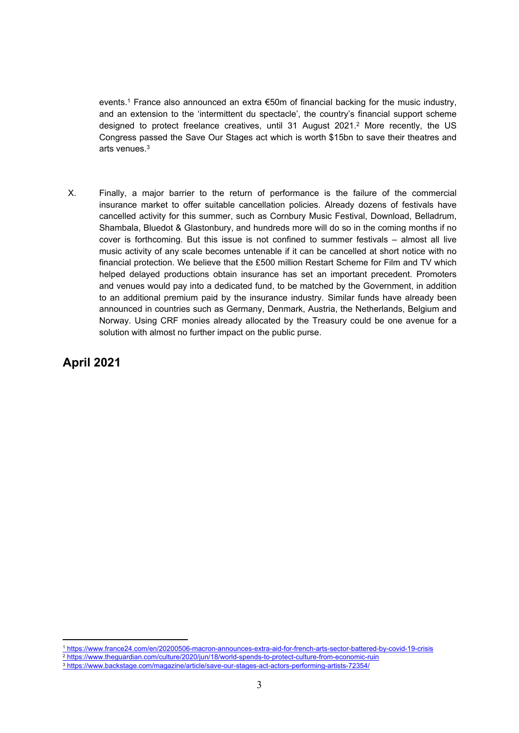events.[1] France also announced an extra €50m of financial backing for the music industry, and an extension to the 'intermittent du spectacle', the country's financial support scheme designed to protect freelance creatives, until 31 August 2021.[2] More recently, the US Congress passed the Save Our Stages act which is worth $15bn to save their theatres and arts venues.[3]

X. Finally, a major barrier to the return of performance is the failure of the commercial insurance market to offer suitable cancellation policies. Already dozens of festivals have cancelled activity for this summer, such as Cornbury Music Festival, Download, Belladrum, Shambala, Bluedot & Glastonbury, and hundreds more will do so in the coming months if no cover is forthcoming. But this issue is not confined to summer festivals – almost all live music activity of any scale becomes untenable if it can be cancelled at short notice with no financial protection. We believe that the £500 million Restart Scheme for Film and TV which helped delayed productions obtain insurance has set an important precedent. Promoters and venues would pay into a dedicated fund, to be matched by the Government, in addition to an additional premium paid by the insurance industry. Similar funds have already been announced in countries such as Germany, Denmark, Austria, the Netherlands, Belgium and Norway. Using CRF monies already allocated by the Treasury could be one avenue for a solution with almost no further impact on the public purse.

## April 2021

---

[1] https://www.france24.com/en/20200506-macron-announces-extra-aid-for-french-arts-sector-battered-by-covid-19-crisis

[2] https://www.theguardian.com/culture/2020/jun/18/world-spends-to-protect-culture-from-economic-ruin

[3] https://www.backstage.com/magazine/article/save-our-stages-act-actors-performing-artists-72354/